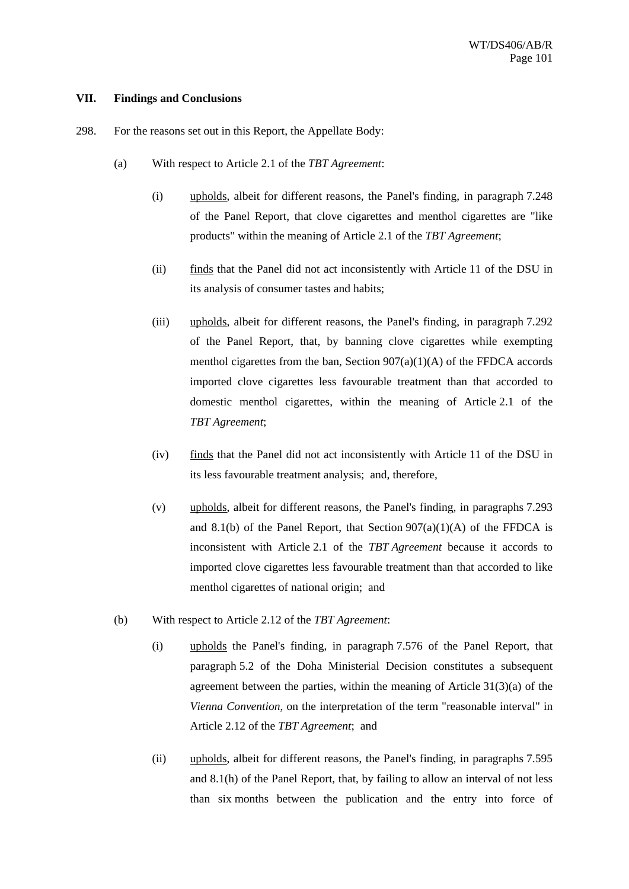## VII. Findings and Conclusions

298. For the reasons set out in this Report, the Appellate Body:

(a) With respect to Article 2.1 of the *TBT Agreement*:

(i) upholds, albeit for different reasons, the Panel's finding, in paragraph 7.248 of the Panel Report, that clove cigarettes and menthol cigarettes are "like products" within the meaning of Article 2.1 of the *TBT Agreement*;

(ii) finds that the Panel did not act inconsistently with Article 11 of the DSU in its analysis of consumer tastes and habits;

(iii) upholds, albeit for different reasons, the Panel's finding, in paragraph 7.292 of the Panel Report, that, by banning clove cigarettes while exempting menthol cigarettes from the ban, Section 907(a)(1)(A) of the FFDCA accords imported clove cigarettes less favourable treatment than that accorded to domestic menthol cigarettes, within the meaning of Article 2.1 of the *TBT Agreement*;

(iv) finds that the Panel did not act inconsistently with Article 11 of the DSU in its less favourable treatment analysis; and, therefore,

(v) upholds, albeit for different reasons, the Panel's finding, in paragraphs 7.293 and 8.1(b) of the Panel Report, that Section 907(a)(1)(A) of the FFDCA is inconsistent with Article 2.1 of the *TBT Agreement* because it accords to imported clove cigarettes less favourable treatment than that accorded to like menthol cigarettes of national origin; and

(b) With respect to Article 2.12 of the *TBT Agreement*:

(i) upholds the Panel's finding, in paragraph 7.576 of the Panel Report, that paragraph 5.2 of the Doha Ministerial Decision constitutes a subsequent agreement between the parties, within the meaning of Article 31(3)(a) of the *Vienna Convention*, on the interpretation of the term "reasonable interval" in Article 2.12 of the *TBT Agreement*; and

(ii) upholds, albeit for different reasons, the Panel's finding, in paragraphs 7.595 and 8.1(h) of the Panel Report, that, by failing to allow an interval of not less than six months between the publication and the entry into force of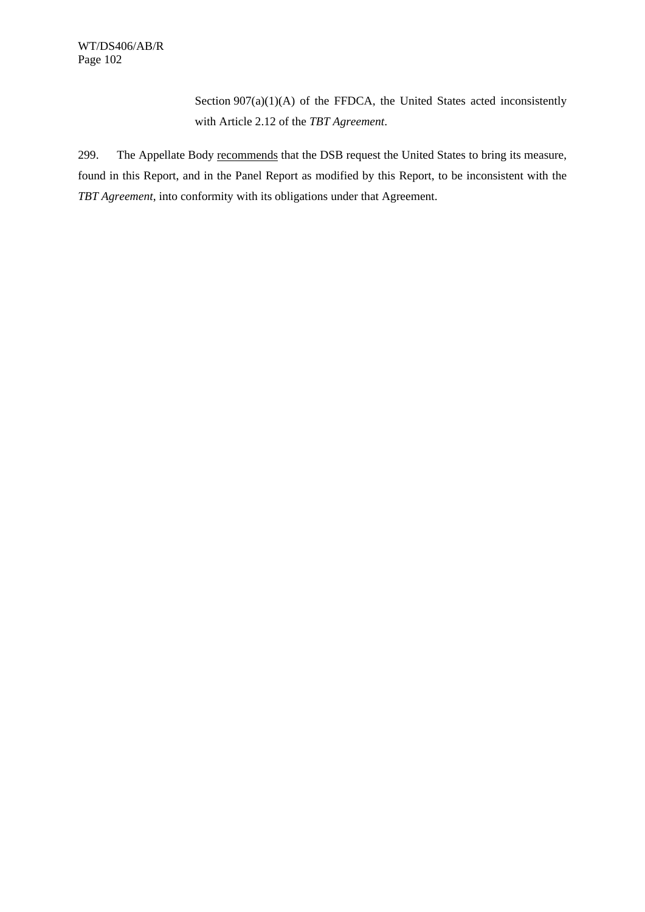Section 907(a)(1)(A) of the FFDCA, the United States acted inconsistently with Article 2.12 of the *TBT Agreement*.

299. The Appellate Body recommends that the DSB request the United States to bring its measure, found in this Report, and in the Panel Report as modified by this Report, to be inconsistent with the *TBT Agreement*, into conformity with its obligations under that Agreement.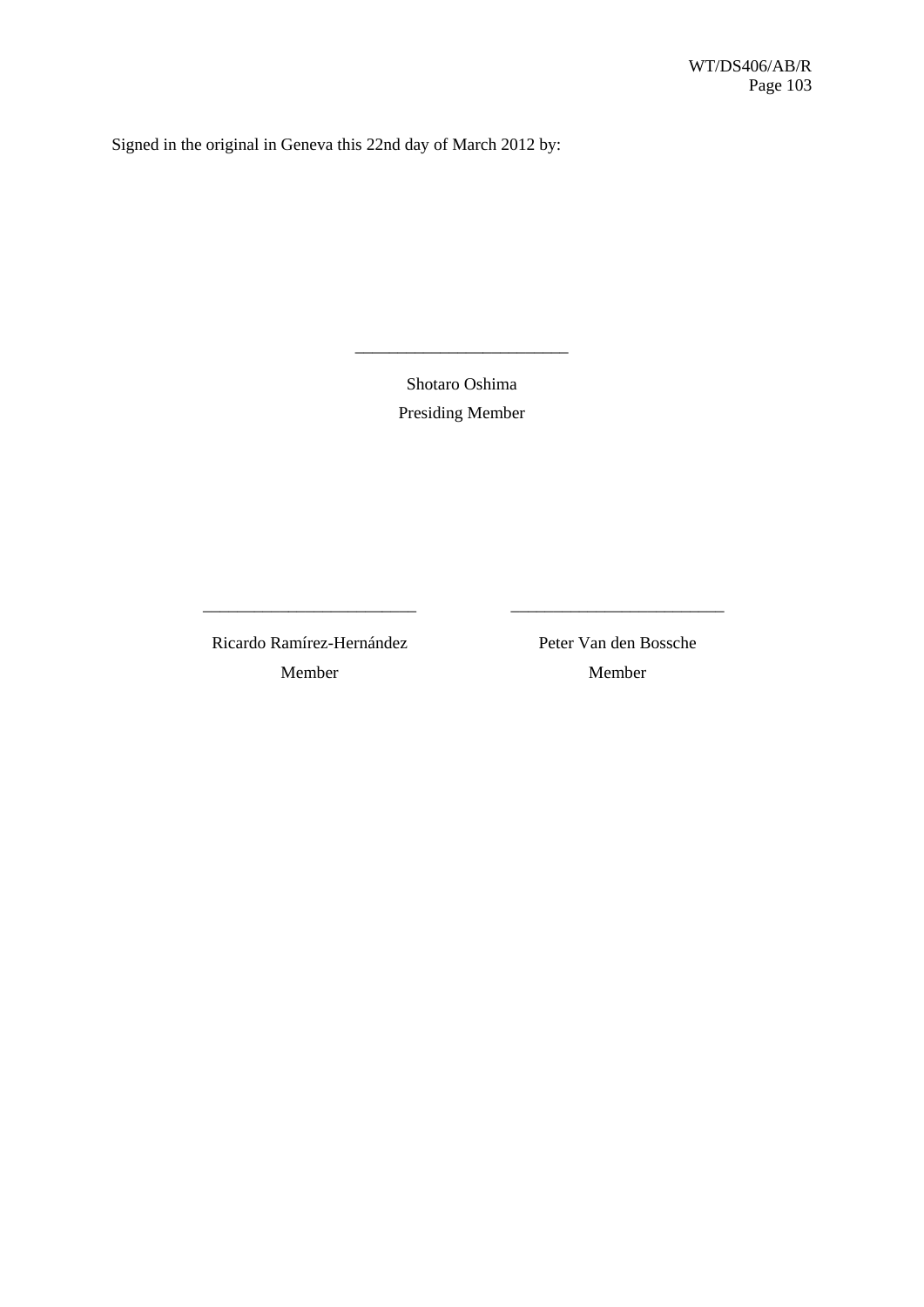Signed in the original in Geneva this 22nd day of March 2012 by:

\_\_\_\_\_\_\_\_\_\_\_\_\_\_\_\_\_\_\_\_\_\_\_\_\_

Shotaro Oshima

Presiding Member

\_\_\_\_\_\_\_\_\_\_\_\_\_\_\_\_\_\_\_\_\_\_\_\_\_

Ricardo Ramírez-Hernández

Member

\_\_\_\_\_\_\_\_\_\_\_\_\_\_\_\_\_\_\_\_\_\_\_\_\_

Peter Van den Bossche

Member